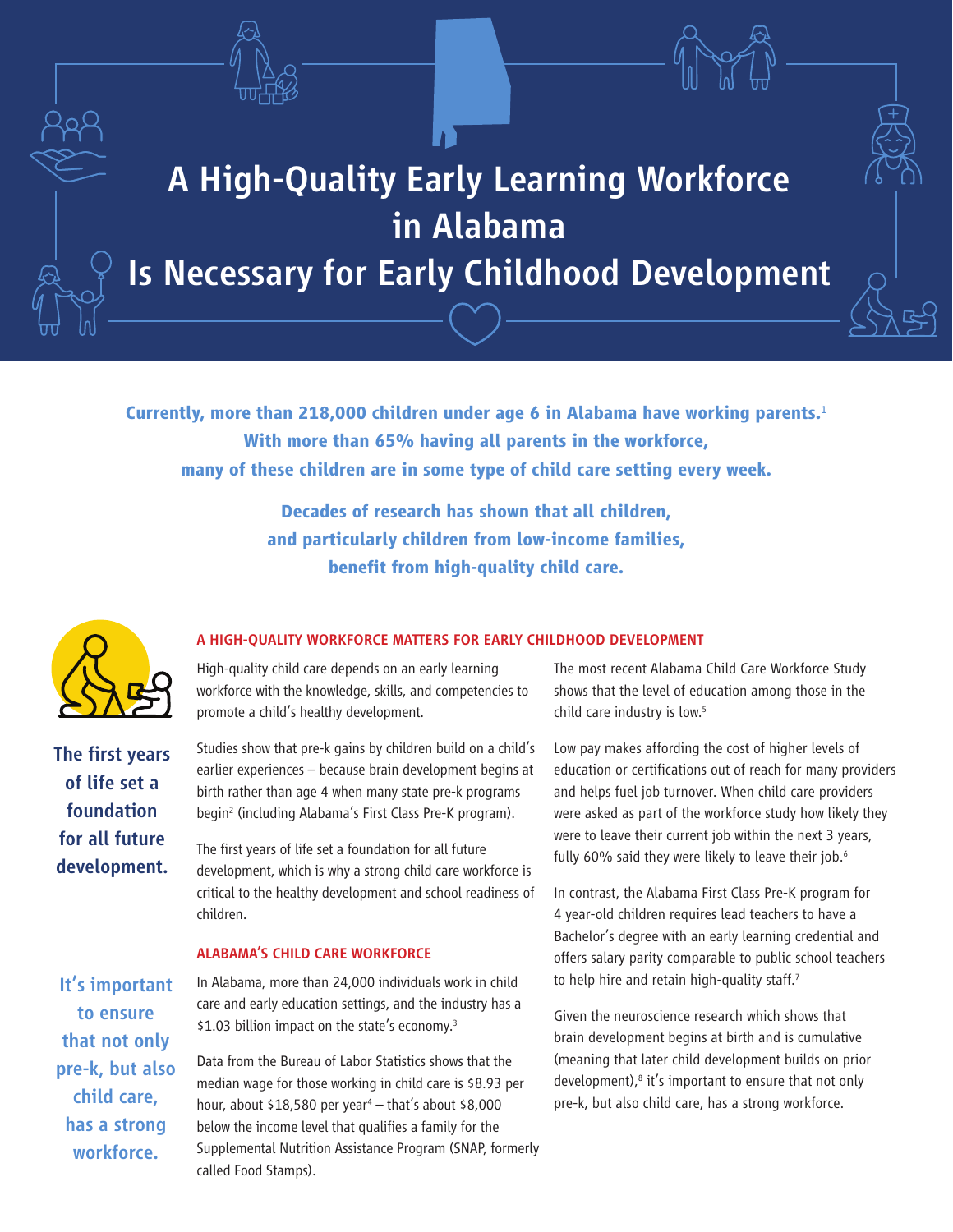# A High-Quality Early Learning Workforce in Alabama Is Necessary for Early Childhood Development

**Currently, more than 218,000 children under age 6 in Alabama have working parents.[1] With more than 65% having all parents in the workforce, many of these children are in some type of child care setting every week.**

**Decades of research has shown that all children, and particularly children from low-income families, benefit from high-quality child care.**

**The first years of life set a foundation for all future development.**

**It's important to ensure that not only pre-k, but also child care, has a strong workforce.**

## A HIGH-QUALITY WORKFORCE MATTERS FOR EARLY CHILDHOOD DEVELOPMENT

High-quality child care depends on an early learning workforce with the knowledge, skills, and competencies to promote a child's healthy development.

Studies show that pre-k gains by children build on a child's earlier experiences – because brain development begins at birth rather than age 4 when many state pre-k programs begin[2] (including Alabama's First Class Pre-K program).

The first years of life set a foundation for all future development, which is why a strong child care workforce is critical to the healthy development and school readiness of children.

## ALABAMA'S CHILD CARE WORKFORCE

In Alabama, more than 24,000 individuals work in child care and early education settings, and the industry has a $1.03 billion impact on the state's economy.[3]

Data from the Bureau of Labor Statistics shows that the median wage for those working in child care is $8.93 per hour, about $18,580 per year[4] – that's about $8,000 below the income level that qualifies a family for the Supplemental Nutrition Assistance Program (SNAP, formerly called Food Stamps).

The most recent Alabama Child Care Workforce Study shows that the level of education among those in the child care industry is low.[5]

Low pay makes affording the cost of higher levels of education or certifications out of reach for many providers and helps fuel job turnover. When child care providers were asked as part of the workforce study how likely they were to leave their current job within the next 3 years, fully 60% said they were likely to leave their job.[6]

In contrast, the Alabama First Class Pre-K program for 4 year-old children requires lead teachers to have a Bachelor's degree with an early learning credential and offers salary parity comparable to public school teachers to help hire and retain high-quality staff.[7]

Given the neuroscience research which shows that brain development begins at birth and is cumulative (meaning that later child development builds on prior development),[8] it's important to ensure that not only pre-k, but also child care, has a strong workforce.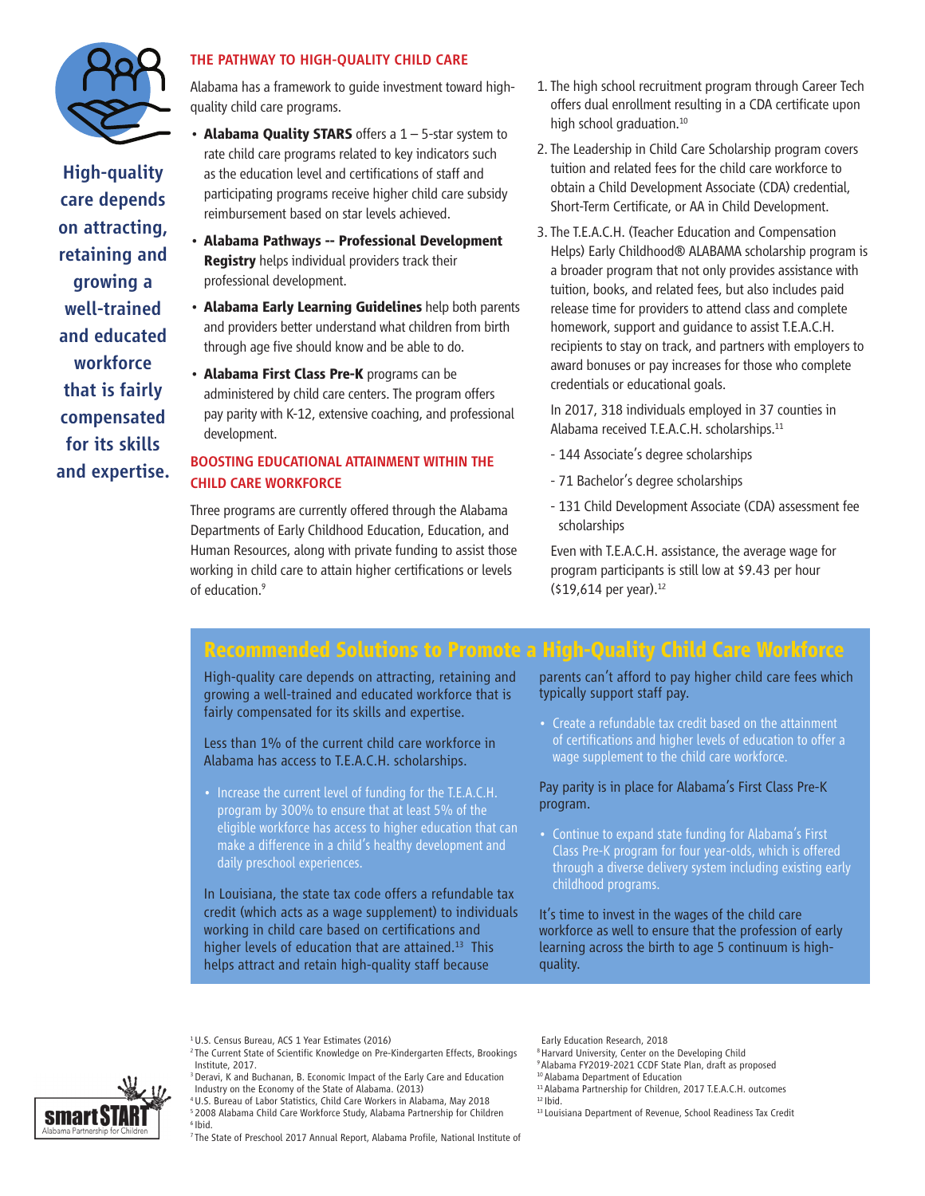**High-quality care depends on attracting, retaining and growing a well-trained and educated workforce that is fairly compensated for its skills and expertise.**

## THE PATHWAY TO HIGH-QUALITY CHILD CARE

Alabama has a framework to guide investment toward high-quality child care programs.

- **Alabama Quality STARS** offers a 1 – 5-star system to rate child care programs related to key indicators such as the education level and certifications of staff and participating programs receive higher child care subsidy reimbursement based on star levels achieved.
- **Alabama Pathways -- Professional Development Registry** helps individual providers track their professional development.
- **Alabama Early Learning Guidelines** help both parents and providers better understand what children from birth through age five should know and be able to do.
- **Alabama First Class Pre-K** programs can be administered by child care centers. The program offers pay parity with K-12, extensive coaching, and professional development.

## BOOSTING EDUCATIONAL ATTAINMENT WITHIN THE CHILD CARE WORKFORCE

Three programs are currently offered through the Alabama Departments of Early Childhood Education, Education, and Human Resources, along with private funding to assist those working in child care to attain higher certifications or levels of education.[9]

1. The high school recruitment program through Career Tech offers dual enrollment resulting in a CDA certificate upon high school graduation.[10]
2. The Leadership in Child Care Scholarship program covers tuition and related fees for the child care workforce to obtain a Child Development Associate (CDA) credential, Short-Term Certificate, or AA in Child Development.
3. The T.E.A.C.H. (Teacher Education and Compensation Helps) Early Childhood® ALABAMA scholarship program is a broader program that not only provides assistance with tuition, books, and related fees, but also includes paid release time for providers to attend class and complete homework, support and guidance to assist T.E.A.C.H. recipients to stay on track, and partners with employers to award bonuses or pay increases for those who complete credentials or educational goals.

   In 2017, 318 individuals employed in 37 counties in Alabama received T.E.A.C.H. scholarships.[11]

   - 144 Associate's degree scholarships
   - 71 Bachelor's degree scholarships
   - 131 Child Development Associate (CDA) assessment fee scholarships

   Even with T.E.A.C.H. assistance, the average wage for program participants is still low at $9.43 per hour ($19,614 per year).[12]

## Recommended Solutions to Promote a High-Quality Child Care Workforce

High-quality care depends on attracting, retaining and growing a well-trained and educated workforce that is fairly compensated for its skills and expertise.

Less than 1% of the current child care workforce in Alabama has access to T.E.A.C.H. scholarships.

- Increase the current level of funding for the T.E.A.C.H. program by 300% to ensure that at least 5% of the eligible workforce has access to higher education that can make a difference in a child's healthy development and daily preschool experiences.

In Louisiana, the state tax code offers a refundable tax credit (which acts as a wage supplement) to individuals working in child care based on certifications and higher levels of education that are attained.[13] This helps attract and retain high-quality staff because parents can't afford to pay higher child care fees which typically support staff pay.

- Create a refundable tax credit based on the attainment of certifications and higher levels of education to offer a wage supplement to the child care workforce.

Pay parity is in place for Alabama's First Class Pre-K program.

- Continue to expand state funding for Alabama's First Class Pre-K program for four year-olds, which is offered through a diverse delivery system including existing early childhood programs.

It's time to invest in the wages of the child care workforce as well to ensure that the profession of early learning across the birth to age 5 continuum is high-quality.

---

[1] U.S. Census Bureau, ACS 1 Year Estimates (2016)
[2] The Current State of Scientific Knowledge on Pre-Kindergarten Effects, Brookings Institute, 2017.
[3] Deravi, K and Buchanan, B. Economic Impact of the Early Care and Education Industry on the Economy of the State of Alabama. (2013)
[4] U.S. Bureau of Labor Statistics, Child Care Workers in Alabama, May 2018
[5] 2008 Alabama Child Care Workforce Study, Alabama Partnership for Children
[6] Ibid.
[7] The State of Preschool 2017 Annual Report, Alabama Profile, National Institute of Early Education Research, 2018
[8] Harvard University, Center on the Developing Child
[9] Alabama FY2019-2021 CCDF State Plan, draft as proposed
[10] Alabama Department of Education
[11] Alabama Partnership for Children, 2017 T.E.A.C.H. outcomes
[12] Ibid.
[13] Louisiana Department of Revenue, School Readiness Tax Credit

smartSTART Alabama Partnership for Children